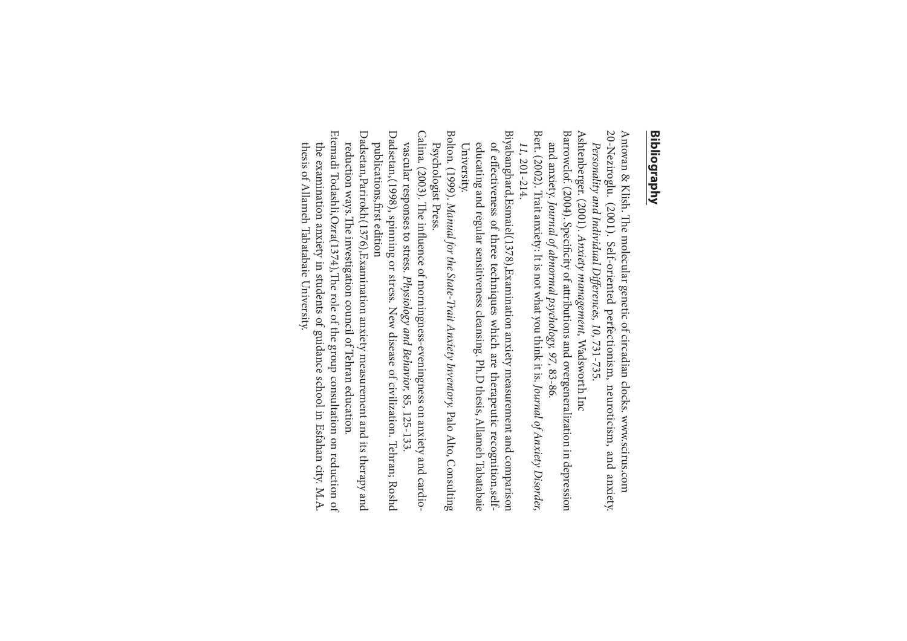## Bibliography

Antovan & Klish. The molecular genetic of circadian clocks. www.scirus.com

20-Nezíroglu. (2001). Self-oriented perfectionism, neuroticism, and anxiety. *Personality and Individual Differences, 10*, 731-735.

Ashtenberger. (2001). *Anxiety management*. Wadsworth Inc

Barrowclof. (2004). Specificity of attributions and overgeneralization in depression and anxiety. *Journal of abnormal psychology, 97*, 83-86.

Bert. (2002). Trait anxiety: It is not what you think it is. *Journal of Anxiety Disorder, 11*, 201-214.

Biyabanghard,Esmaiel(1378),Examination anxiety measurement and comparison of effectiveness of three techniques which are therapeutic recognition,self-educating and regular sensitiveness cleansing. Ph.D thesis, Allameh Tabatabaie University.

Bolton. (1999). *Manual for the State-Trait Anxiety Inventory*. Palo Alto, Consulting Psychologist Press.

Calina. (2003). The influence of morningness-eveningness on anxiety and cardio-vascular responses to stress. *Physiology and Behavior*, 85, 125-133.

Dadsetan,(1998), spinning or stress. New disease of civilization. Tehran; Roshd publications,first edition

Dadsetan,Parirokh(1376),Examination anxiety measurement and its therapy and reduction ways.The investigation council of Tehran education.

Etemadi Todashli,Ozra(1374),The role of the group consultation on reduction of the examination anxiety in students of guidance school in Esfahan city. M.A. thesis of Allameh Tabatabaie University.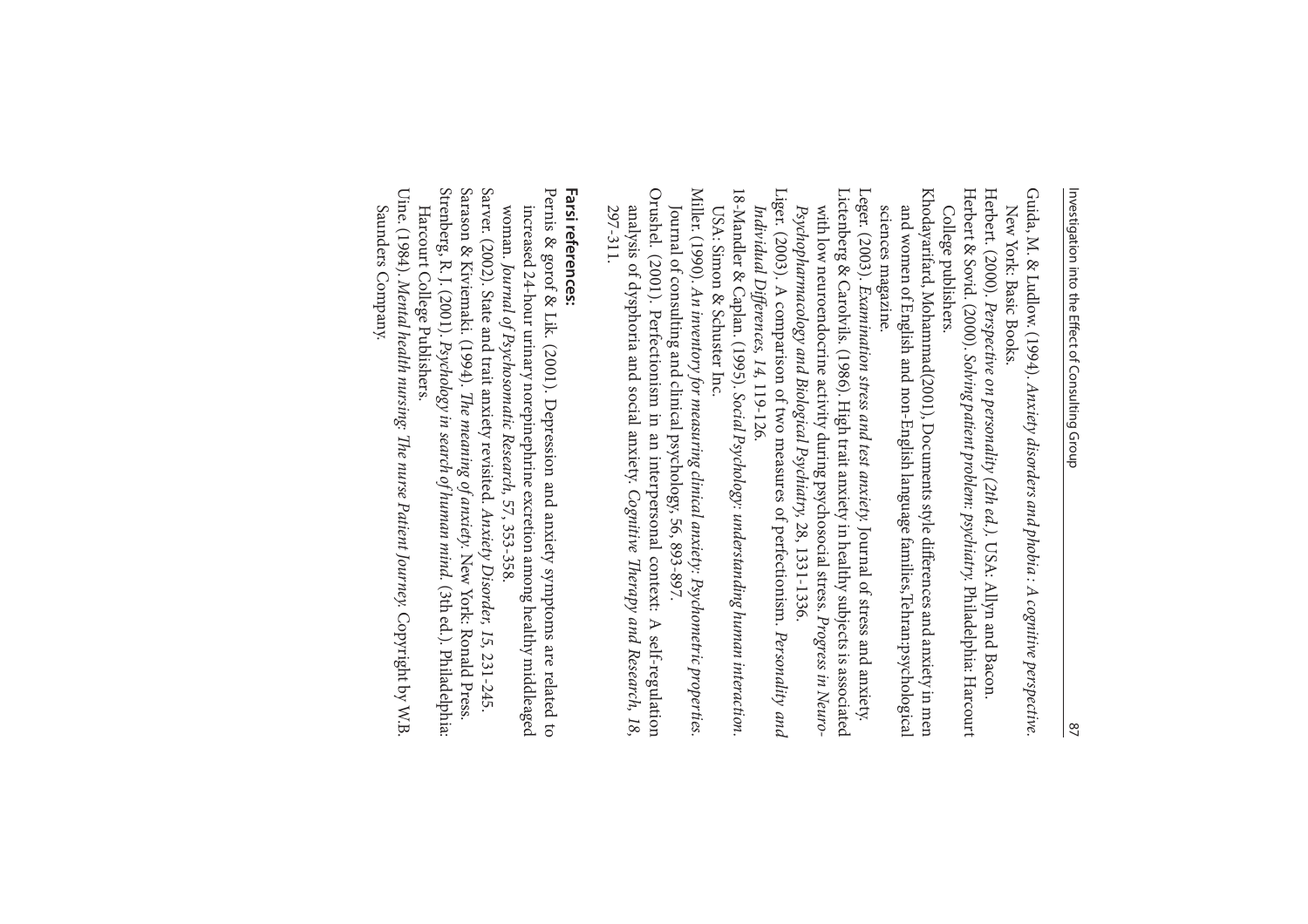Guida, M. & Ludlow. (1994). *Anxiety disorders and phobia : A cognitive perspective.* New York: Basic Books.

Herbert. (2000). *Perspective on personality (2th ed.),* USA: Allyn and Bacon.

Herbert & Sovid. (2000). *Solving patient problem: psychiatry.* Philadelphia: Harcourt College publishers.

Khodayarifard, Mohammad(2001), Documents style differences and anxiety in men and women of English and non-English language families,Tehran:psychological sciences magazine.

Leger. (2003). *Examination stress and test anxiety,* Journal of stress and anxiety.

Lictenberg & Carolvils. (1986). High trait anxiety in healthy subjects is associated with low neuroendocrine activity during psychosocial stress. *Progress in Neuro-Psychopharmacology and Biological Psychiatry,* 28, 1331-1336.

Liger. (2003). A comparison of two measures of perfectionism. *Personality and Individual Differences, 14,* 119-126.

18-Mandler & Caplan. (1995). *Social Psychology: understanding human interaction.* USA: Simon & Schuster Inc.

Miller. (1990). *An inventory for measuring clinical anxiety: Psychometric properties.* Journal of consulting and clinical psychology, 56, 893-897.

Orushel. (2001). Perfectionism in an interpersonal context: A self-regulation analysis of dysphoria and social anxiety. *Cognitive Therapy and Research, 18,* 297-311.

**Farsi references:**

Pernis & gorof & Lik. (2001). Depression and anxiety symptoms are related to increased 24-hour urinary norepinephrine excretion among healthy middleaged woman. *Journal of Psychosomatic Research, 57,* 353-358.

Sarver. (2002). State and trait anxiety revisited. *Anxiety Disorder, 15,* 231-245.

Sarason & Kiviemaki. (1994). *The meaning of anxiety.* New York: Ronald Press.

Strenberg, R. J. (2001). *Psychology in search of human mind.* (3th ed.). Philadelphia: Harcourt College Publishers.

Uine. (1984). *Mental health nursing: The nurse Patient Journey.* Copyright by W.B. Saunders Company.